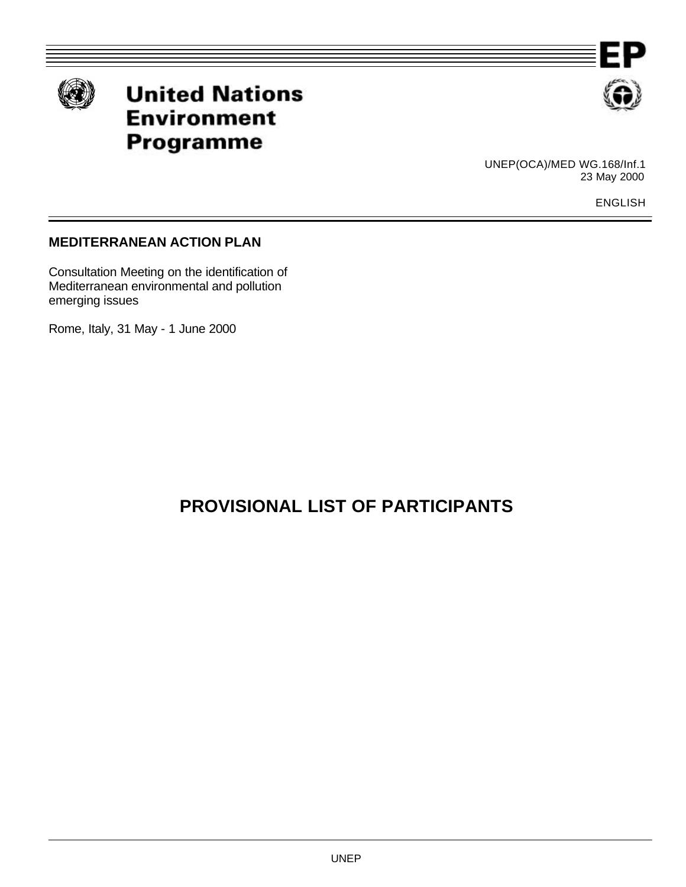**United Nations Environment Programme**

UNEP(OCA)/MED WG.168/Inf.1
23 May 2000

ENGLISH

**MEDITERRANEAN ACTION PLAN**

Consultation Meeting on the identification of Mediterranean environmental and pollution emerging issues

Rome, Italy, 31 May - 1 June 2000

# PROVISIONAL LIST OF PARTICIPANTS

UNEP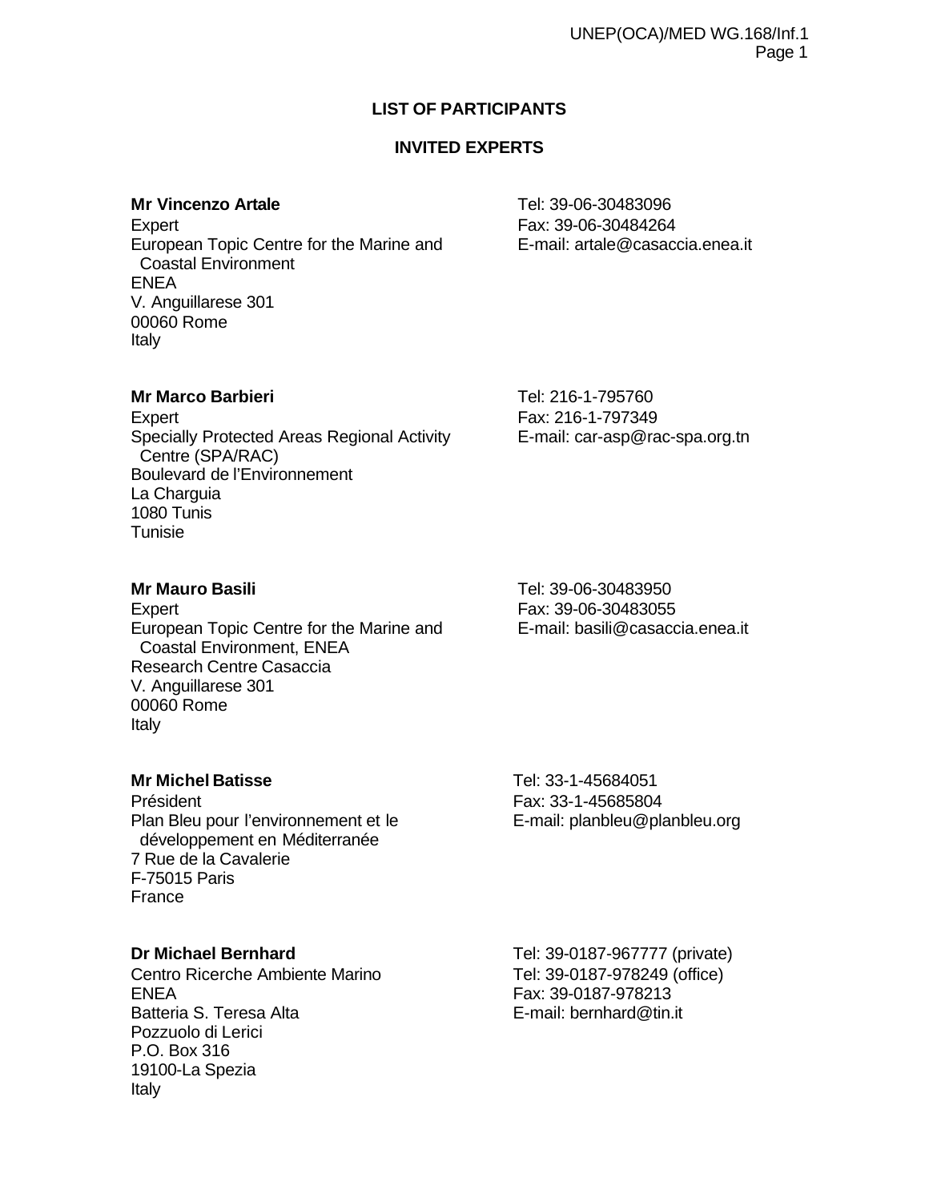## LIST OF PARTICIPANTS

### INVITED EXPERTS

**Mr Vincenzo Artale**
Expert
European Topic Centre for the Marine and Coastal Environment
ENEA
V. Anguillarese 301
00060 Rome
Italy

Tel: 39-06-30483096
Fax: 39-06-30484264
E-mail: artale@casaccia.enea.it

**Mr Marco Barbieri**
Expert
Specially Protected Areas Regional Activity Centre (SPA/RAC)
Boulevard de l'Environnement
La Charguia
1080 Tunis
Tunisie

Tel: 216-1-795760
Fax: 216-1-797349
E-mail: car-asp@rac-spa.org.tn

**Mr Mauro Basili**
Expert
European Topic Centre for the Marine and Coastal Environment, ENEA
Research Centre Casaccia
V. Anguillarese 301
00060 Rome
Italy

Tel: 39-06-30483950
Fax: 39-06-30483055
E-mail: basili@casaccia.enea.it

**Mr Michel Batisse**
Président
Plan Bleu pour l'environnement et le développement en Méditerranée
7 Rue de la Cavalerie
F-75015 Paris
France

Tel: 33-1-45684051
Fax: 33-1-45685804
E-mail: planbleu@planbleu.org

**Dr Michael Bernhard**
Centro Ricerche Ambiente Marino
ENEA
Batteria S. Teresa Alta
Pozzuolo di Lerici
P.O. Box 316
19100-La Spezia
Italy

Tel: 39-0187-967777 (private)
Tel: 39-0187-978249 (office)
Fax: 39-0187-978213
E-mail: bernhard@tin.it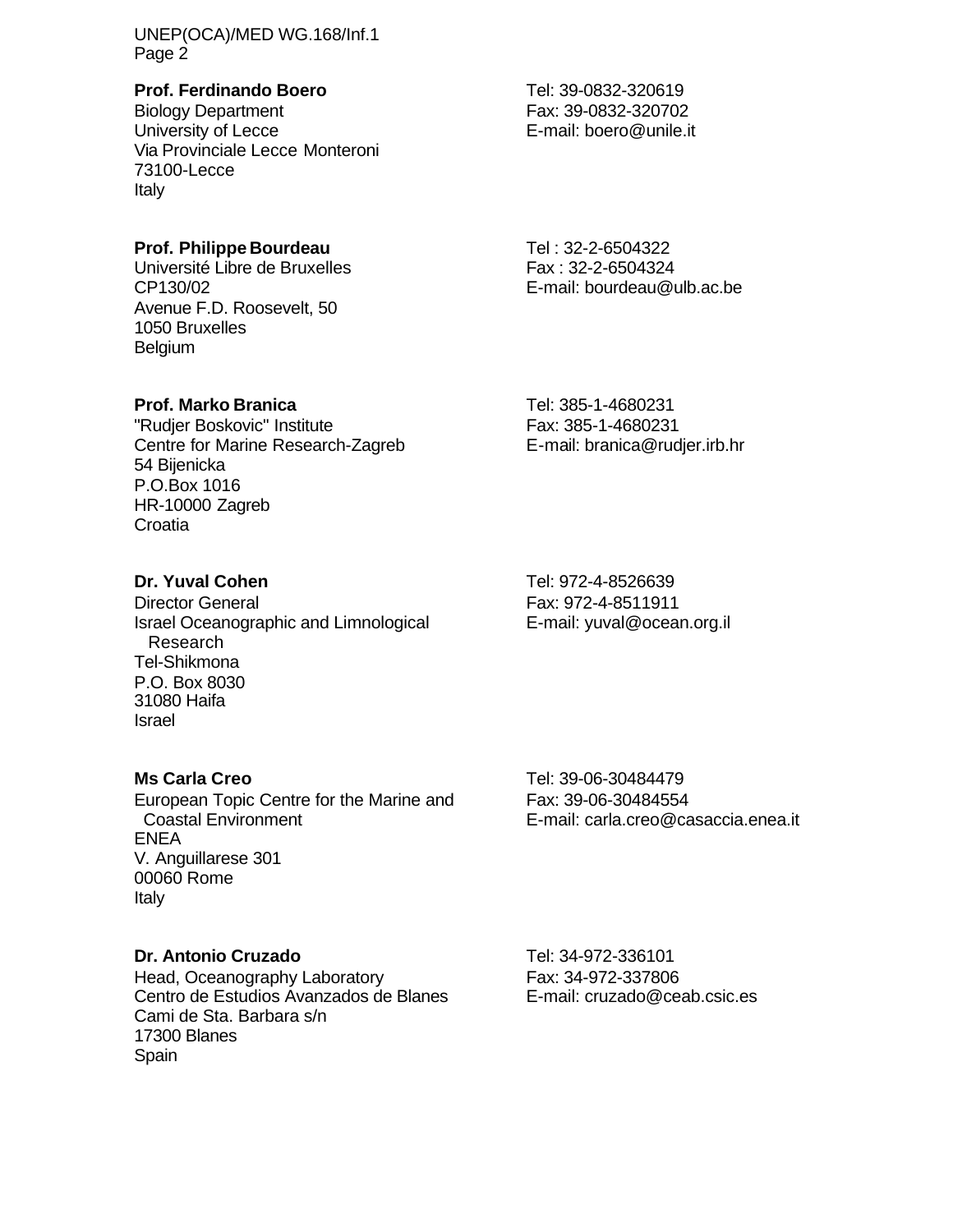**Prof. Ferdinando Boero**
Biology Department
University of Lecce
Via Provinciale Lecce Monteroni
73100-Lecce
Italy

Tel: 39-0832-320619
Fax: 39-0832-320702
E-mail: boero@unile.it

**Prof. Philippe Bourdeau**
Université Libre de Bruxelles
CP130/02
Avenue F.D. Roosevelt, 50
1050 Bruxelles
Belgium

Tel : 32-2-6504322
Fax : 32-2-6504324
E-mail: bourdeau@ulb.ac.be

**Prof. Marko Branica**
"Rudjer Boskovic" Institute
Centre for Marine Research-Zagreb
54 Bijenicka
P.O.Box 1016
HR-10000 Zagreb
Croatia

Tel: 385-1-4680231
Fax: 385-1-4680231
E-mail: branica@rudjer.irb.hr

**Dr. Yuval Cohen**
Director General
Israel Oceanographic and Limnological Research
Tel-Shikmona
P.O. Box 8030
31080 Haifa
Israel

Tel: 972-4-8526639
Fax: 972-4-8511911
E-mail: yuval@ocean.org.il

**Ms Carla Creo**
European Topic Centre for the Marine and Coastal Environment
ENEA
V. Anguillarese 301
00060 Rome
Italy

Tel: 39-06-30484479
Fax: 39-06-30484554
E-mail: carla.creo@casaccia.enea.it

**Dr. Antonio Cruzado**
Head, Oceanography Laboratory
Centro de Estudios Avanzados de Blanes
Cami de Sta. Barbara s/n
17300 Blanes
Spain

Tel: 34-972-336101
Fax: 34-972-337806
E-mail: cruzado@ceab.csic.es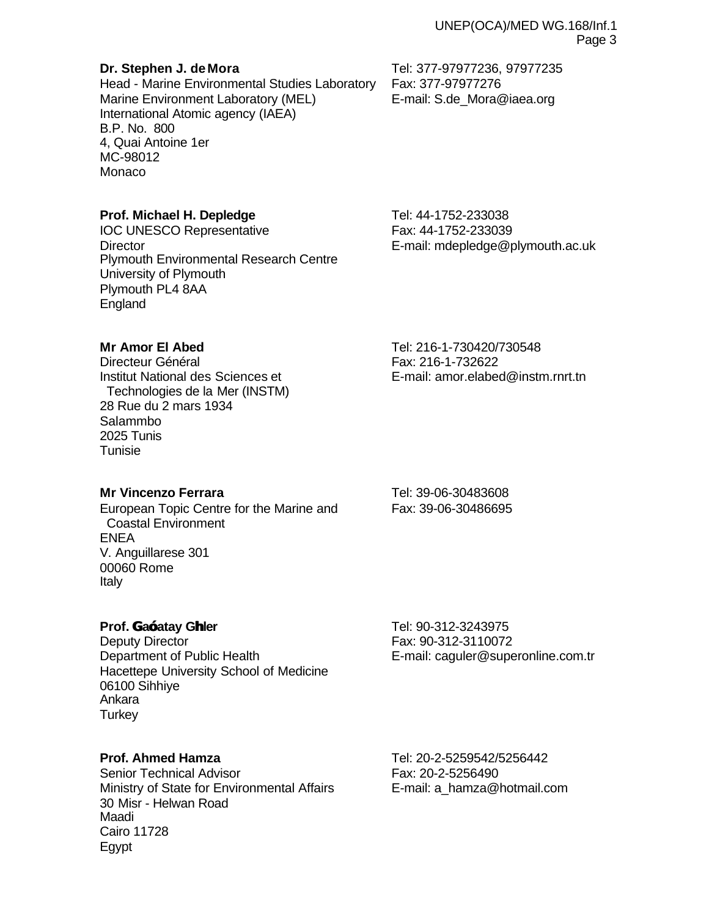**Dr. Stephen J. de Mora**
Head - Marine Environmental Studies Laboratory
Marine Environment Laboratory (MEL)
International Atomic agency (IAEA)
B.P. No. 800
4, Quai Antoine 1er
MC-98012
Monaco

Tel: 377-97977236, 97977235
Fax: 377-97977276
E-mail: S.de_Mora@iaea.org

**Prof. Michael H. Depledge**
IOC UNESCO Representative
Director
Plymouth Environmental Research Centre
University of Plymouth
Plymouth PL4 8AA
England

Tel: 44-1752-233038
Fax: 44-1752-233039
E-mail: mdepledge@plymouth.ac.uk

**Mr Amor El Abed**
Directeur Général
Institut National des Sciences et Technologies de la Mer (INSTM)
28 Rue du 2 mars 1934
Salammbo
2025 Tunis
Tunisie

Tel: 216-1-730420/730548
Fax: 216-1-732622
E-mail: amor.elabed@instm.rnrt.tn

**Mr Vincenzo Ferrara**
European Topic Centre for the Marine and Coastal Environment
ENEA
V. Anguillarese 301
00060 Rome
Italy

Tel: 39-06-30483608
Fax: 39-06-30486695

**Prof. Gaóatay Ghler**
Deputy Director
Department of Public Health
Hacettepe University School of Medicine
06100 Sihhiye
Ankara
Turkey

Tel: 90-312-3243975
Fax: 90-312-3110072
E-mail: caguler@superonline.com.tr

**Prof. Ahmed Hamza**
Senior Technical Advisor
Ministry of State for Environmental Affairs
30 Misr - Helwan Road
Maadi
Cairo 11728
Egypt

Tel: 20-2-5259542/5256442
Fax: 20-2-5256490
E-mail: a_hamza@hotmail.com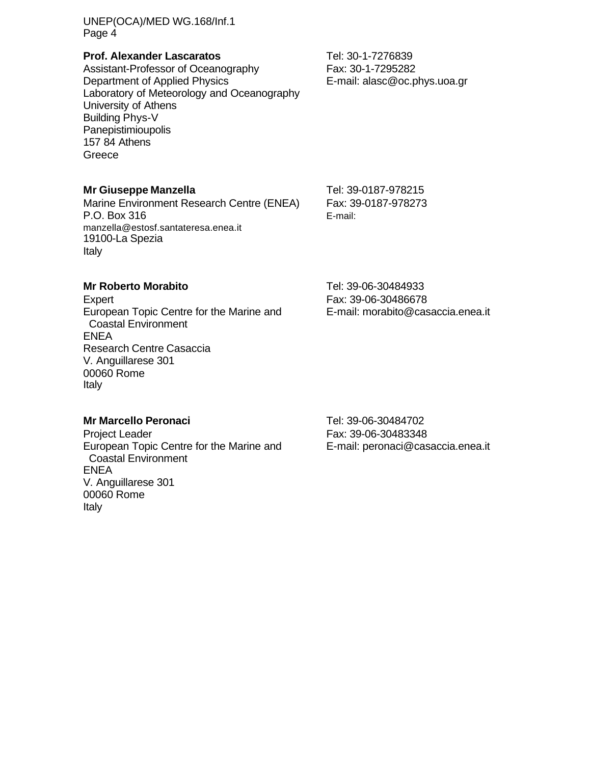**Prof. Alexander Lascaratos**
Assistant-Professor of Oceanography
Department of Applied Physics
Laboratory of Meteorology and Oceanography
University of Athens
Building Phys-V
Panepistimioupolis
157 84 Athens
Greece

Tel: 30-1-7276839
Fax: 30-1-7295282
E-mail: alasc@oc.phys.uoa.gr

**Mr Giuseppe Manzella**
Marine Environment Research Centre (ENEA)
P.O. Box 316
manzella@estosf.santateresa.enea.it
19100-La Spezia
Italy

Tel: 39-0187-978215
Fax: 39-0187-978273
E-mail:

**Mr Roberto Morabito**
Expert
European Topic Centre for the Marine and Coastal Environment
ENEA
Research Centre Casaccia
V. Anguillarese 301
00060 Rome
Italy

Tel: 39-06-30484933
Fax: 39-06-30486678
E-mail: morabito@casaccia.enea.it

**Mr Marcello Peronaci**
Project Leader
European Topic Centre for the Marine and Coastal Environment
ENEA
V. Anguillarese 301
00060 Rome
Italy

Tel: 39-06-30484702
Fax: 39-06-30483348
E-mail: peronaci@casaccia.enea.it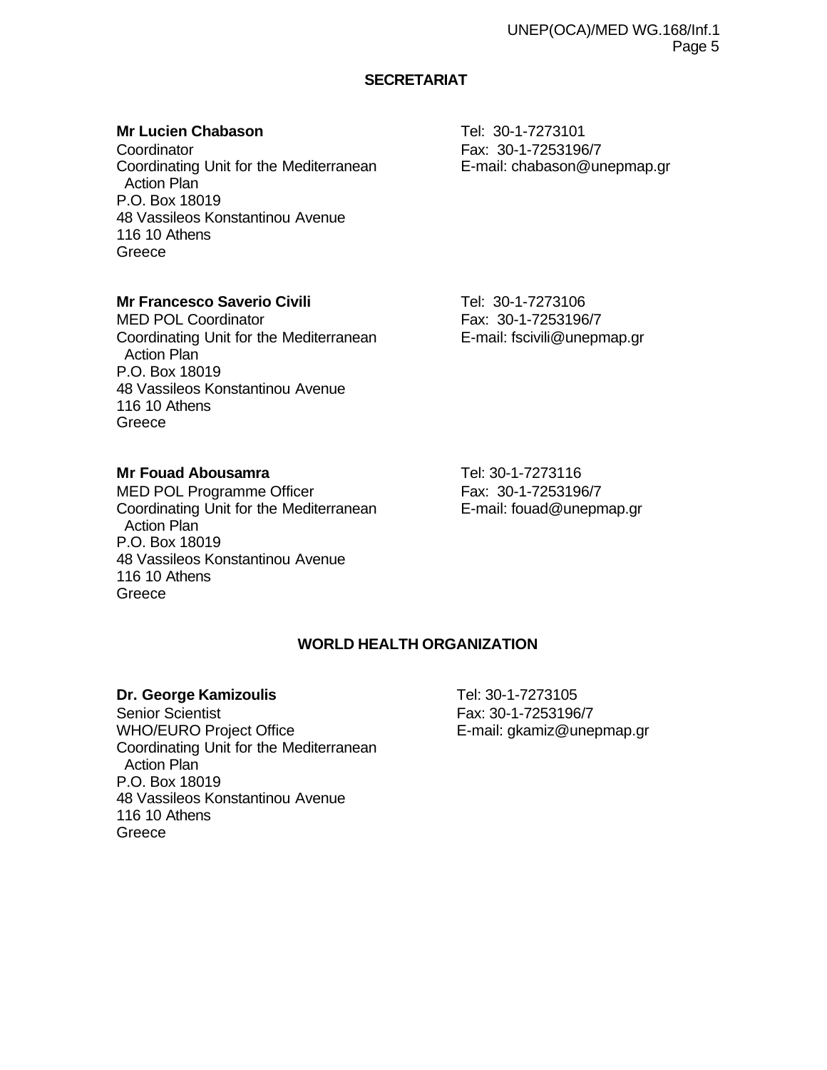## SECRETARIAT

**Mr Lucien Chabason**
Coordinator
Coordinating Unit for the Mediterranean Action Plan
P.O. Box 18019
48 Vassileos Konstantinou Avenue
116 10 Athens
Greece

Tel: 30-1-7273101
Fax: 30-1-7253196/7
E-mail: chabason@unepmap.gr

**Mr Francesco Saverio Civili**
MED POL Coordinator
Coordinating Unit for the Mediterranean Action Plan
P.O. Box 18019
48 Vassileos Konstantinou Avenue
116 10 Athens
Greece

Tel: 30-1-7273106
Fax: 30-1-7253196/7
E-mail: fscivili@unepmap.gr

**Mr Fouad Abousamra**
MED POL Programme Officer
Coordinating Unit for the Mediterranean Action Plan
P.O. Box 18019
48 Vassileos Konstantinou Avenue
116 10 Athens
Greece

Tel: 30-1-7273116
Fax: 30-1-7253196/7
E-mail: fouad@unepmap.gr

## WORLD HEALTH ORGANIZATION

**Dr. George Kamizoulis**
Senior Scientist
WHO/EURO Project Office
Coordinating Unit for the Mediterranean Action Plan
P.O. Box 18019
48 Vassileos Konstantinou Avenue
116 10 Athens
Greece

Tel: 30-1-7273105
Fax: 30-1-7253196/7
E-mail: gkamiz@unepmap.gr